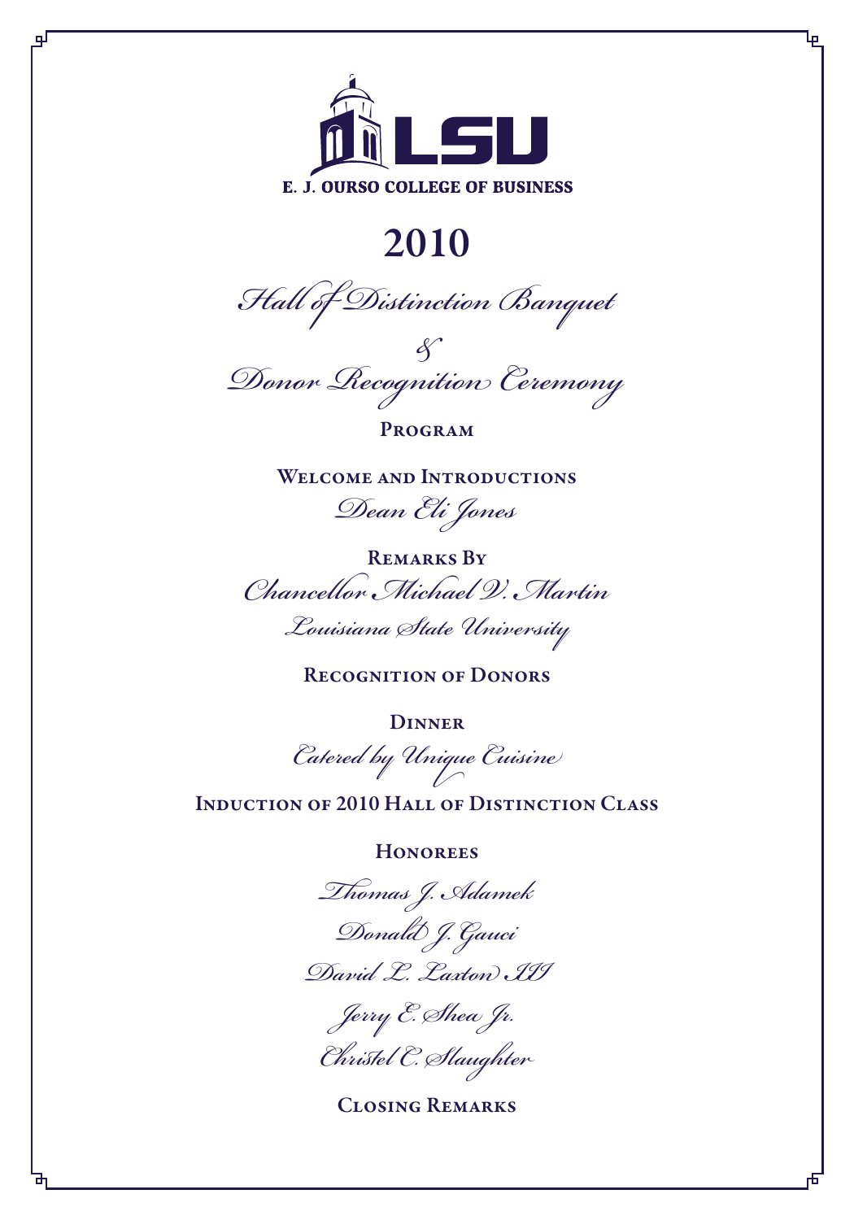LSU

E. J. OURSO COLLEGE OF BUSINESS

# 2010

## *Hall of Distinction Banquet*

## *&*

## *Donor Recognition Ceremony*

**PROGRAM**

**WELCOME AND INTRODUCTIONS**

*Dean Eli Jones*

**REMARKS BY**

*Chancellor Michael V. Martin*

*Louisiana State University*

**RECOGNITION OF DONORS**

**DINNER**

*Catered by Unique Cuisine*

**INDUCTION OF 2010 HALL OF DISTINCTION CLASS**

**HONOREES**

*Thomas J. Adamek*

*Donald J. Gauci*

*David L. Laxton III*

*Jerry E. Shea Jr.*

*Christel C. Slaughter*

**CLOSING REMARKS**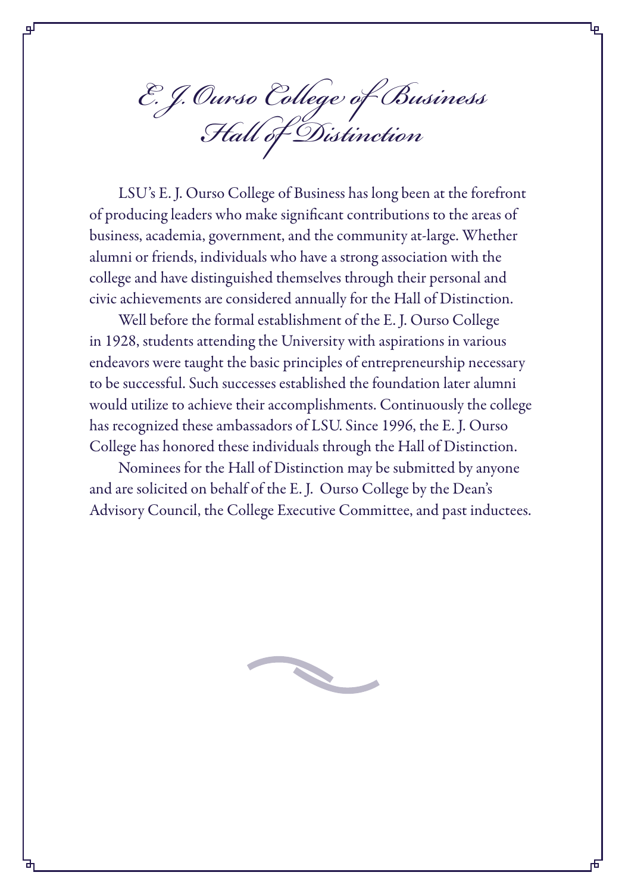# E. J. Ourso College of Business Hall of Distinction

LSU's E. J. Ourso College of Business has long been at the forefront of producing leaders who make significant contributions to the areas of business, academia, government, and the community at-large. Whether alumni or friends, individuals who have a strong association with the college and have distinguished themselves through their personal and civic achievements are considered annually for the Hall of Distinction.

Well before the formal establishment of the E. J. Ourso College in 1928, students attending the University with aspirations in various endeavors were taught the basic principles of entrepreneurship necessary to be successful. Such successes established the foundation later alumni would utilize to achieve their accomplishments. Continuously the college has recognized these ambassadors of LSU. Since 1996, the E. J. Ourso College has honored these individuals through the Hall of Distinction.

Nominees for the Hall of Distinction may be submitted by anyone and are solicited on behalf of the E. J. Ourso College by the Dean's Advisory Council, the College Executive Committee, and past inductees.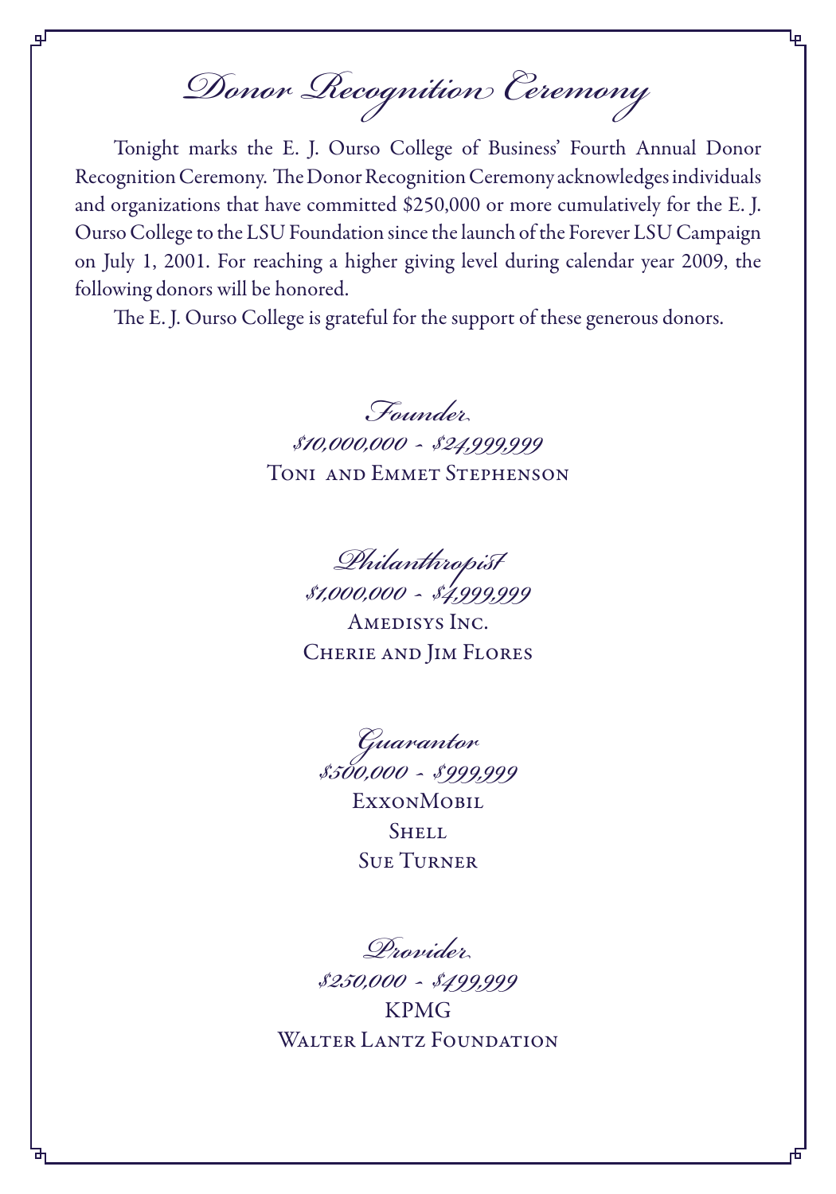# Donor Recognition Ceremony

Tonight marks the E. J. Ourso College of Business' Fourth Annual Donor Recognition Ceremony. The Donor Recognition Ceremony acknowledges individuals and organizations that have committed $250,000 or more cumulatively for the E. J. Ourso College to the LSU Foundation since the launch of the Forever LSU Campaign on July 1, 2001. For reaching a higher giving level during calendar year 2009, the following donors will be honored.

The E. J. Ourso College is grateful for the support of these generous donors.

## *Founder*

*$10,000,000 - $24,999,999*

Toni and Emmet Stephenson

## *Philanthropist*

*$1,000,000 - $4,999,999*

Amedisys Inc.

Cherie and Jim Flores

## *Guarantor*

*$500,000 - $999,999*

ExxonMobil

Shell

Sue Turner

## *Provider*

*$250,000 - $499,999*

KPMG

Walter Lantz Foundation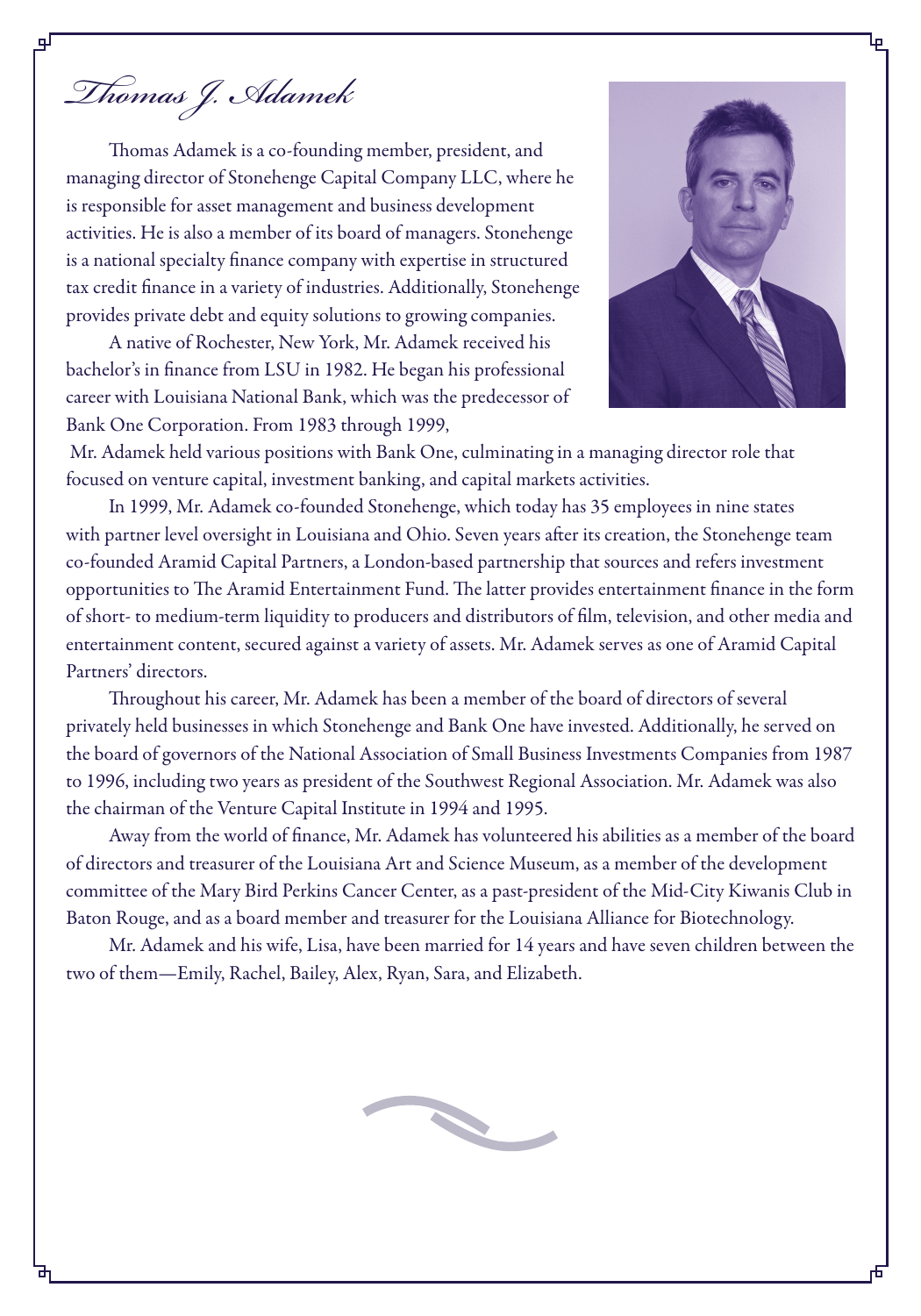# *Thomas J. Adamek*

Thomas Adamek is a co-founding member, president, and managing director of Stonehenge Capital Company LLC, where he is responsible for asset management and business development activities. He is also a member of its board of managers. Stonehenge is a national specialty finance company with expertise in structured tax credit finance in a variety of industries. Additionally, Stonehenge provides private debt and equity solutions to growing companies.

A native of Rochester, New York, Mr. Adamek received his bachelor's in finance from LSU in 1982. He began his professional career with Louisiana National Bank, which was the predecessor of Bank One Corporation. From 1983 through 1999, Mr. Adamek held various positions with Bank One, culminating in a managing director role that focused on venture capital, investment banking, and capital markets activities.

In 1999, Mr. Adamek co-founded Stonehenge, which today has 35 employees in nine states with partner level oversight in Louisiana and Ohio. Seven years after its creation, the Stonehenge team co-founded Aramid Capital Partners, a London-based partnership that sources and refers investment opportunities to The Aramid Entertainment Fund. The latter provides entertainment finance in the form of short- to medium-term liquidity to producers and distributors of film, television, and other media and entertainment content, secured against a variety of assets. Mr. Adamek serves as one of Aramid Capital Partners' directors.

Throughout his career, Mr. Adamek has been a member of the board of directors of several privately held businesses in which Stonehenge and Bank One have invested. Additionally, he served on the board of governors of the National Association of Small Business Investments Companies from 1987 to 1996, including two years as president of the Southwest Regional Association. Mr. Adamek was also the chairman of the Venture Capital Institute in 1994 and 1995.

Away from the world of finance, Mr. Adamek has volunteered his abilities as a member of the board of directors and treasurer of the Louisiana Art and Science Museum, as a member of the development committee of the Mary Bird Perkins Cancer Center, as a past-president of the Mid-City Kiwanis Club in Baton Rouge, and as a board member and treasurer for the Louisiana Alliance for Biotechnology.

Mr. Adamek and his wife, Lisa, have been married for 14 years and have seven children between the two of them—Emily, Rachel, Bailey, Alex, Ryan, Sara, and Elizabeth.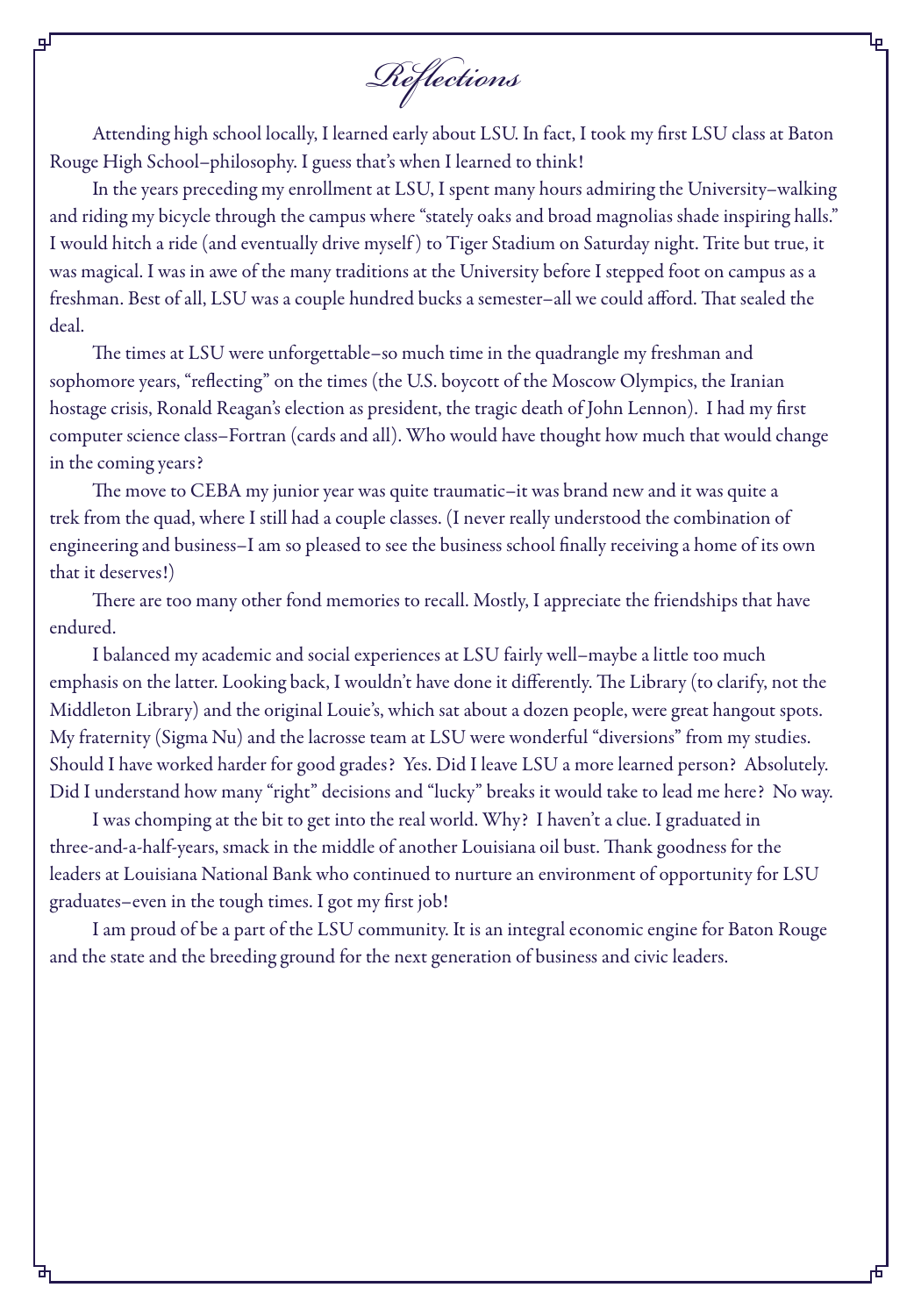# *Reflections*

Attending high school locally, I learned early about LSU. In fact, I took my first LSU class at Baton Rouge High School–philosophy. I guess that's when I learned to think!

In the years preceding my enrollment at LSU, I spent many hours admiring the University–walking and riding my bicycle through the campus where "stately oaks and broad magnolias shade inspiring halls." I would hitch a ride (and eventually drive myself) to Tiger Stadium on Saturday night. Trite but true, it was magical. I was in awe of the many traditions at the University before I stepped foot on campus as a freshman. Best of all, LSU was a couple hundred bucks a semester–all we could afford. That sealed the deal.

The times at LSU were unforgettable–so much time in the quadrangle my freshman and sophomore years, "reflecting" on the times (the U.S. boycott of the Moscow Olympics, the Iranian hostage crisis, Ronald Reagan's election as president, the tragic death of John Lennon). I had my first computer science class–Fortran (cards and all). Who would have thought how much that would change in the coming years?

The move to CEBA my junior year was quite traumatic–it was brand new and it was quite a trek from the quad, where I still had a couple classes. (I never really understood the combination of engineering and business–I am so pleased to see the business school finally receiving a home of its own that it deserves!)

There are too many other fond memories to recall. Mostly, I appreciate the friendships that have endured.

I balanced my academic and social experiences at LSU fairly well–maybe a little too much emphasis on the latter. Looking back, I wouldn't have done it differently. The Library (to clarify, not the Middleton Library) and the original Louie's, which sat about a dozen people, were great hangout spots. My fraternity (Sigma Nu) and the lacrosse team at LSU were wonderful "diversions" from my studies. Should I have worked harder for good grades? Yes. Did I leave LSU a more learned person? Absolutely. Did I understand how many "right" decisions and "lucky" breaks it would take to lead me here? No way.

I was chomping at the bit to get into the real world. Why? I haven't a clue. I graduated in three-and-a-half-years, smack in the middle of another Louisiana oil bust. Thank goodness for the leaders at Louisiana National Bank who continued to nurture an environment of opportunity for LSU graduates–even in the tough times. I got my first job!

I am proud of be a part of the LSU community. It is an integral economic engine for Baton Rouge and the state and the breeding ground for the next generation of business and civic leaders.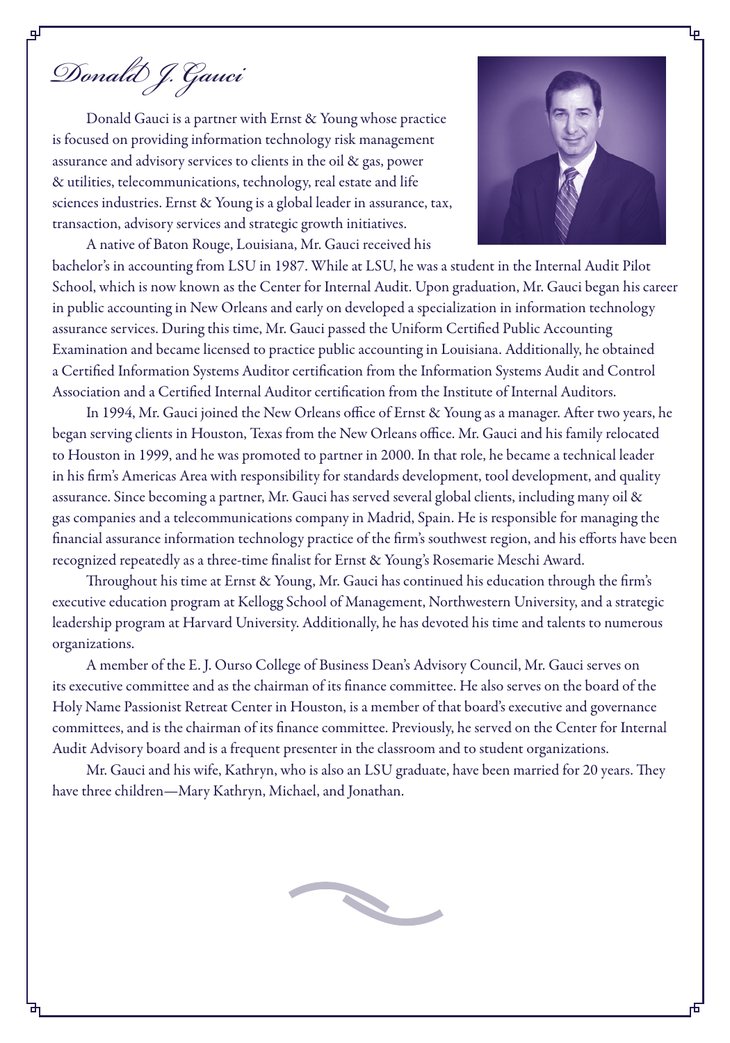# Donald J. Gauci

Donald Gauci is a partner with Ernst & Young whose practice is focused on providing information technology risk management assurance and advisory services to clients in the oil & gas, power & utilities, telecommunications, technology, real estate and life sciences industries. Ernst & Young is a global leader in assurance, tax, transaction, advisory services and strategic growth initiatives.

A native of Baton Rouge, Louisiana, Mr. Gauci received his bachelor's in accounting from LSU in 1987. While at LSU, he was a student in the Internal Audit Pilot School, which is now known as the Center for Internal Audit. Upon graduation, Mr. Gauci began his career in public accounting in New Orleans and early on developed a specialization in information technology assurance services. During this time, Mr. Gauci passed the Uniform Certified Public Accounting Examination and became licensed to practice public accounting in Louisiana. Additionally, he obtained a Certified Information Systems Auditor certification from the Information Systems Audit and Control Association and a Certified Internal Auditor certification from the Institute of Internal Auditors.

In 1994, Mr. Gauci joined the New Orleans office of Ernst & Young as a manager. After two years, he began serving clients in Houston, Texas from the New Orleans office. Mr. Gauci and his family relocated to Houston in 1999, and he was promoted to partner in 2000. In that role, he became a technical leader in his firm's Americas Area with responsibility for standards development, tool development, and quality assurance. Since becoming a partner, Mr. Gauci has served several global clients, including many oil & gas companies and a telecommunications company in Madrid, Spain. He is responsible for managing the financial assurance information technology practice of the firm's southwest region, and his efforts have been recognized repeatedly as a three-time finalist for Ernst & Young's Rosemarie Meschi Award.

Throughout his time at Ernst & Young, Mr. Gauci has continued his education through the firm's executive education program at Kellogg School of Management, Northwestern University, and a strategic leadership program at Harvard University. Additionally, he has devoted his time and talents to numerous organizations.

A member of the E. J. Ourso College of Business Dean's Advisory Council, Mr. Gauci serves on its executive committee and as the chairman of its finance committee. He also serves on the board of the Holy Name Passionist Retreat Center in Houston, is a member of that board's executive and governance committees, and is the chairman of its finance committee. Previously, he served on the Center for Internal Audit Advisory board and is a frequent presenter in the classroom and to student organizations.

Mr. Gauci and his wife, Kathryn, who is also an LSU graduate, have been married for 20 years. They have three children—Mary Kathryn, Michael, and Jonathan.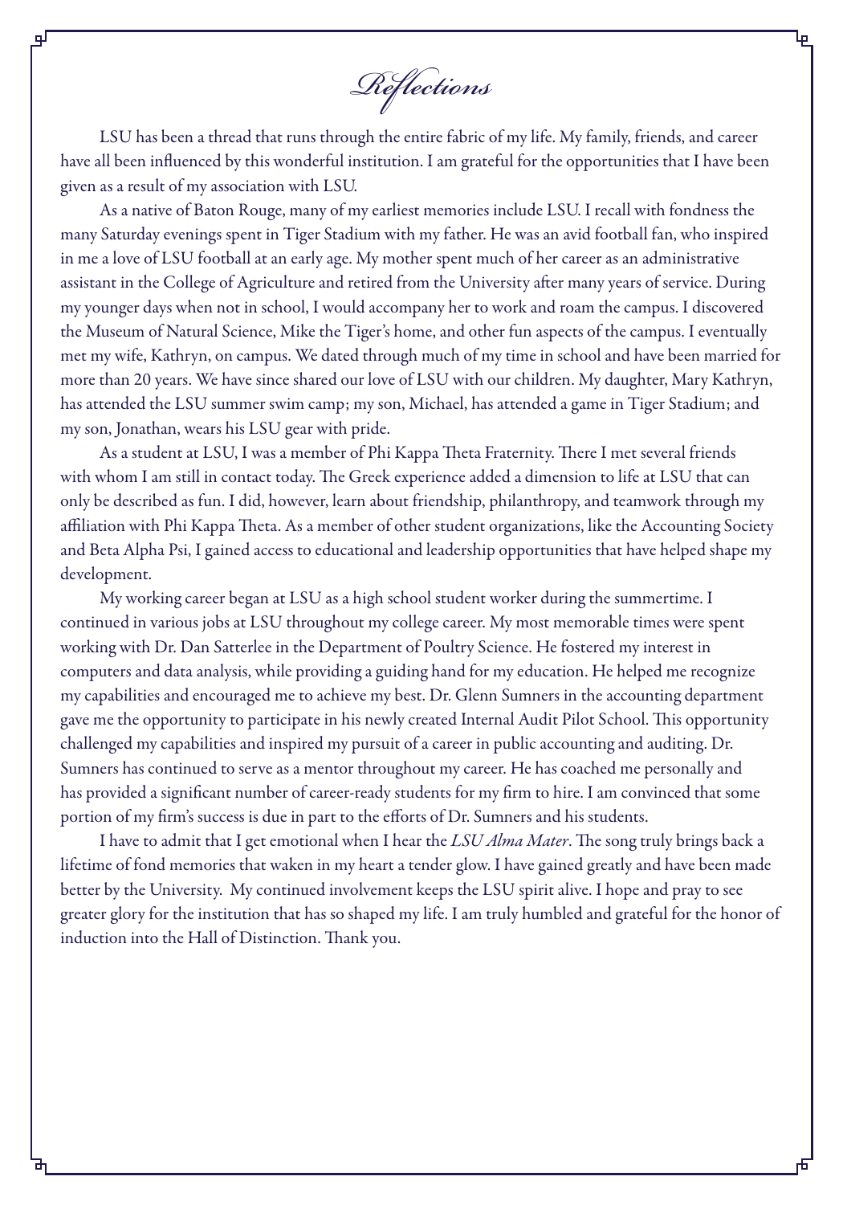# *Reflections*

LSU has been a thread that runs through the entire fabric of my life. My family, friends, and career have all been influenced by this wonderful institution. I am grateful for the opportunities that I have been given as a result of my association with LSU.

As a native of Baton Rouge, many of my earliest memories include LSU. I recall with fondness the many Saturday evenings spent in Tiger Stadium with my father. He was an avid football fan, who inspired in me a love of LSU football at an early age. My mother spent much of her career as an administrative assistant in the College of Agriculture and retired from the University after many years of service. During my younger days when not in school, I would accompany her to work and roam the campus. I discovered the Museum of Natural Science, Mike the Tiger's home, and other fun aspects of the campus. I eventually met my wife, Kathryn, on campus. We dated through much of my time in school and have been married for more than 20 years. We have since shared our love of LSU with our children. My daughter, Mary Kathryn, has attended the LSU summer swim camp; my son, Michael, has attended a game in Tiger Stadium; and my son, Jonathan, wears his LSU gear with pride.

As a student at LSU, I was a member of Phi Kappa Theta Fraternity. There I met several friends with whom I am still in contact today. The Greek experience added a dimension to life at LSU that can only be described as fun. I did, however, learn about friendship, philanthropy, and teamwork through my affiliation with Phi Kappa Theta. As a member of other student organizations, like the Accounting Society and Beta Alpha Psi, I gained access to educational and leadership opportunities that have helped shape my development.

My working career began at LSU as a high school student worker during the summertime. I continued in various jobs at LSU throughout my college career. My most memorable times were spent working with Dr. Dan Satterlee in the Department of Poultry Science. He fostered my interest in computers and data analysis, while providing a guiding hand for my education. He helped me recognize my capabilities and encouraged me to achieve my best. Dr. Glenn Sumners in the accounting department gave me the opportunity to participate in his newly created Internal Audit Pilot School. This opportunity challenged my capabilities and inspired my pursuit of a career in public accounting and auditing. Dr. Sumners has continued to serve as a mentor throughout my career. He has coached me personally and has provided a significant number of career-ready students for my firm to hire. I am convinced that some portion of my firm's success is due in part to the efforts of Dr. Sumners and his students.

I have to admit that I get emotional when I hear the *LSU Alma Mater*. The song truly brings back a lifetime of fond memories that waken in my heart a tender glow. I have gained greatly and have been made better by the University. My continued involvement keeps the LSU spirit alive. I hope and pray to see greater glory for the institution that has so shaped my life. I am truly humbled and grateful for the honor of induction into the Hall of Distinction. Thank you.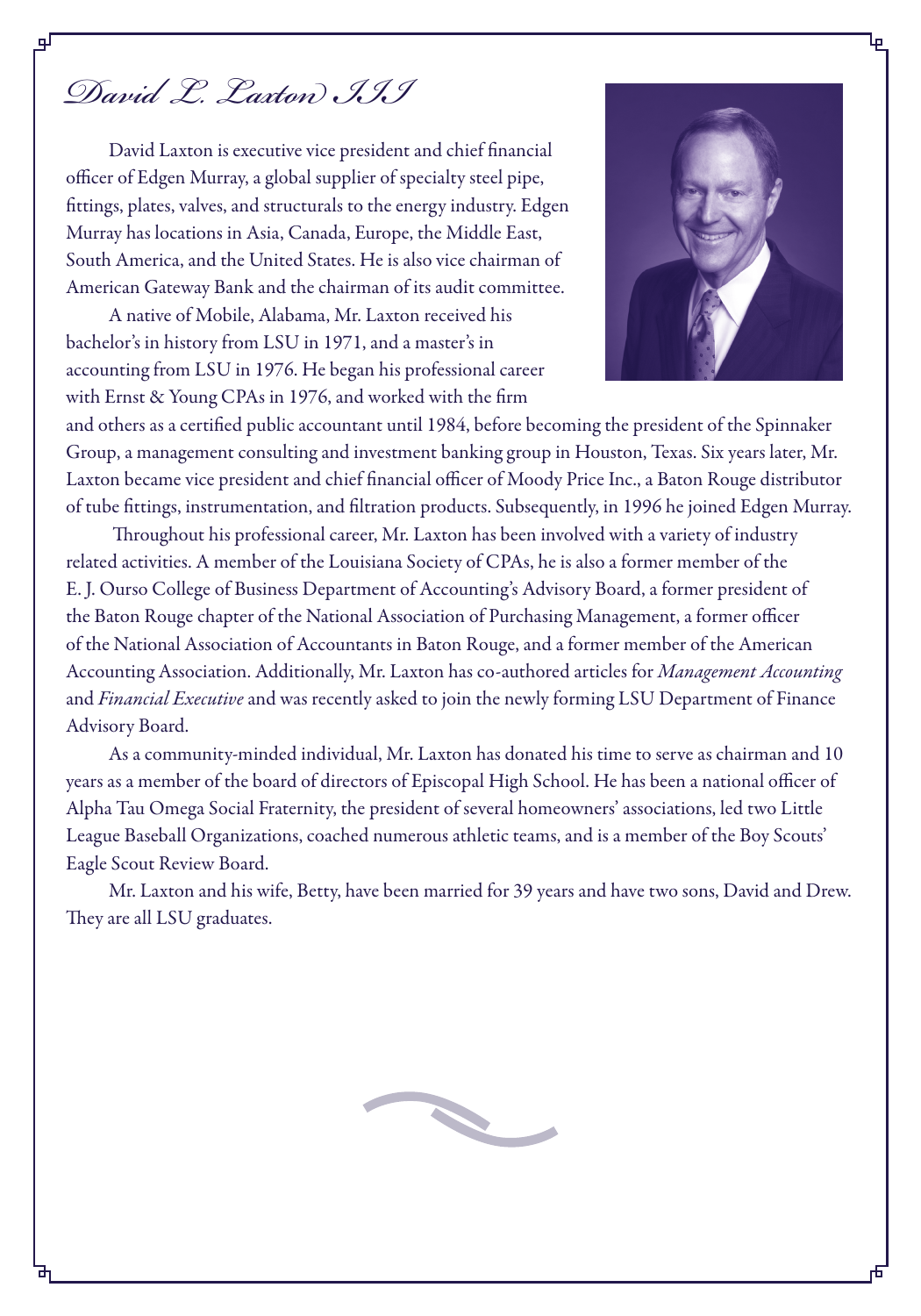# David L. Laxton III

David Laxton is executive vice president and chief financial officer of Edgen Murray, a global supplier of specialty steel pipe, fittings, plates, valves, and structurals to the energy industry. Edgen Murray has locations in Asia, Canada, Europe, the Middle East, South America, and the United States. He is also vice chairman of American Gateway Bank and the chairman of its audit committee.

A native of Mobile, Alabama, Mr. Laxton received his bachelor's in history from LSU in 1971, and a master's in accounting from LSU in 1976. He began his professional career with Ernst & Young CPAs in 1976, and worked with the firm and others as a certified public accountant until 1984, before becoming the president of the Spinnaker Group, a management consulting and investment banking group in Houston, Texas. Six years later, Mr. Laxton became vice president and chief financial officer of Moody Price Inc., a Baton Rouge distributor of tube fittings, instrumentation, and filtration products. Subsequently, in 1996 he joined Edgen Murray.

Throughout his professional career, Mr. Laxton has been involved with a variety of industry related activities. A member of the Louisiana Society of CPAs, he is also a former member of the E. J. Ourso College of Business Department of Accounting's Advisory Board, a former president of the Baton Rouge chapter of the National Association of Purchasing Management, a former officer of the National Association of Accountants in Baton Rouge, and a former member of the American Accounting Association. Additionally, Mr. Laxton has co-authored articles for *Management Accounting* and *Financial Executive* and was recently asked to join the newly forming LSU Department of Finance Advisory Board.

As a community-minded individual, Mr. Laxton has donated his time to serve as chairman and 10 years as a member of the board of directors of Episcopal High School. He has been a national officer of Alpha Tau Omega Social Fraternity, the president of several homeowners' associations, led two Little League Baseball Organizations, coached numerous athletic teams, and is a member of the Boy Scouts' Eagle Scout Review Board.

Mr. Laxton and his wife, Betty, have been married for 39 years and have two sons, David and Drew. They are all LSU graduates.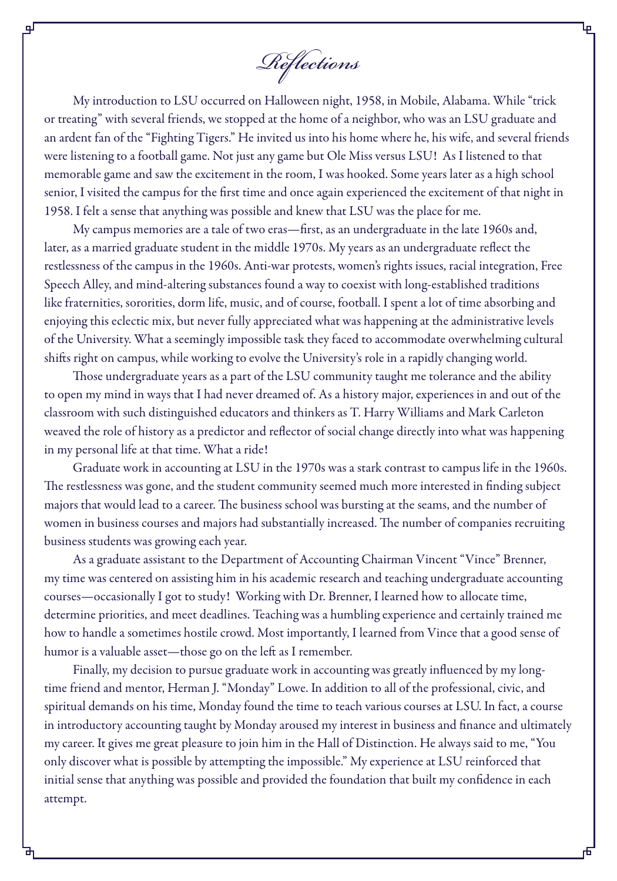# *Reflections*

My introduction to LSU occurred on Halloween night, 1958, in Mobile, Alabama. While "trick or treating" with several friends, we stopped at the home of a neighbor, who was an LSU graduate and an ardent fan of the "Fighting Tigers." He invited us into his home where he, his wife, and several friends were listening to a football game. Not just any game but Ole Miss versus LSU! As I listened to that memorable game and saw the excitement in the room, I was hooked. Some years later as a high school senior, I visited the campus for the first time and once again experienced the excitement of that night in 1958. I felt a sense that anything was possible and knew that LSU was the place for me.

My campus memories are a tale of two eras—first, as an undergraduate in the late 1960s and, later, as a married graduate student in the middle 1970s. My years as an undergraduate reflect the restlessness of the campus in the 1960s. Anti-war protests, women's rights issues, racial integration, Free Speech Alley, and mind-altering substances found a way to coexist with long-established traditions like fraternities, sororities, dorm life, music, and of course, football. I spent a lot of time absorbing and enjoying this eclectic mix, but never fully appreciated what was happening at the administrative levels of the University. What a seemingly impossible task they faced to accommodate overwhelming cultural shifts right on campus, while working to evolve the University's role in a rapidly changing world.

Those undergraduate years as a part of the LSU community taught me tolerance and the ability to open my mind in ways that I had never dreamed of. As a history major, experiences in and out of the classroom with such distinguished educators and thinkers as T. Harry Williams and Mark Carleton weaved the role of history as a predictor and reflector of social change directly into what was happening in my personal life at that time. What a ride!

Graduate work in accounting at LSU in the 1970s was a stark contrast to campus life in the 1960s. The restlessness was gone, and the student community seemed much more interested in finding subject majors that would lead to a career. The business school was bursting at the seams, and the number of women in business courses and majors had substantially increased. The number of companies recruiting business students was growing each year.

As a graduate assistant to the Department of Accounting Chairman Vincent "Vince" Brenner, my time was centered on assisting him in his academic research and teaching undergraduate accounting courses—occasionally I got to study! Working with Dr. Brenner, I learned how to allocate time, determine priorities, and meet deadlines. Teaching was a humbling experience and certainly trained me how to handle a sometimes hostile crowd. Most importantly, I learned from Vince that a good sense of humor is a valuable asset—those go on the left as I remember.

Finally, my decision to pursue graduate work in accounting was greatly influenced by my long-time friend and mentor, Herman J. "Monday" Lowe. In addition to all of the professional, civic, and spiritual demands on his time, Monday found the time to teach various courses at LSU. In fact, a course in introductory accounting taught by Monday aroused my interest in business and finance and ultimately my career. It gives me great pleasure to join him in the Hall of Distinction. He always said to me, "You only discover what is possible by attempting the impossible." My experience at LSU reinforced that initial sense that anything was possible and provided the foundation that built my confidence in each attempt.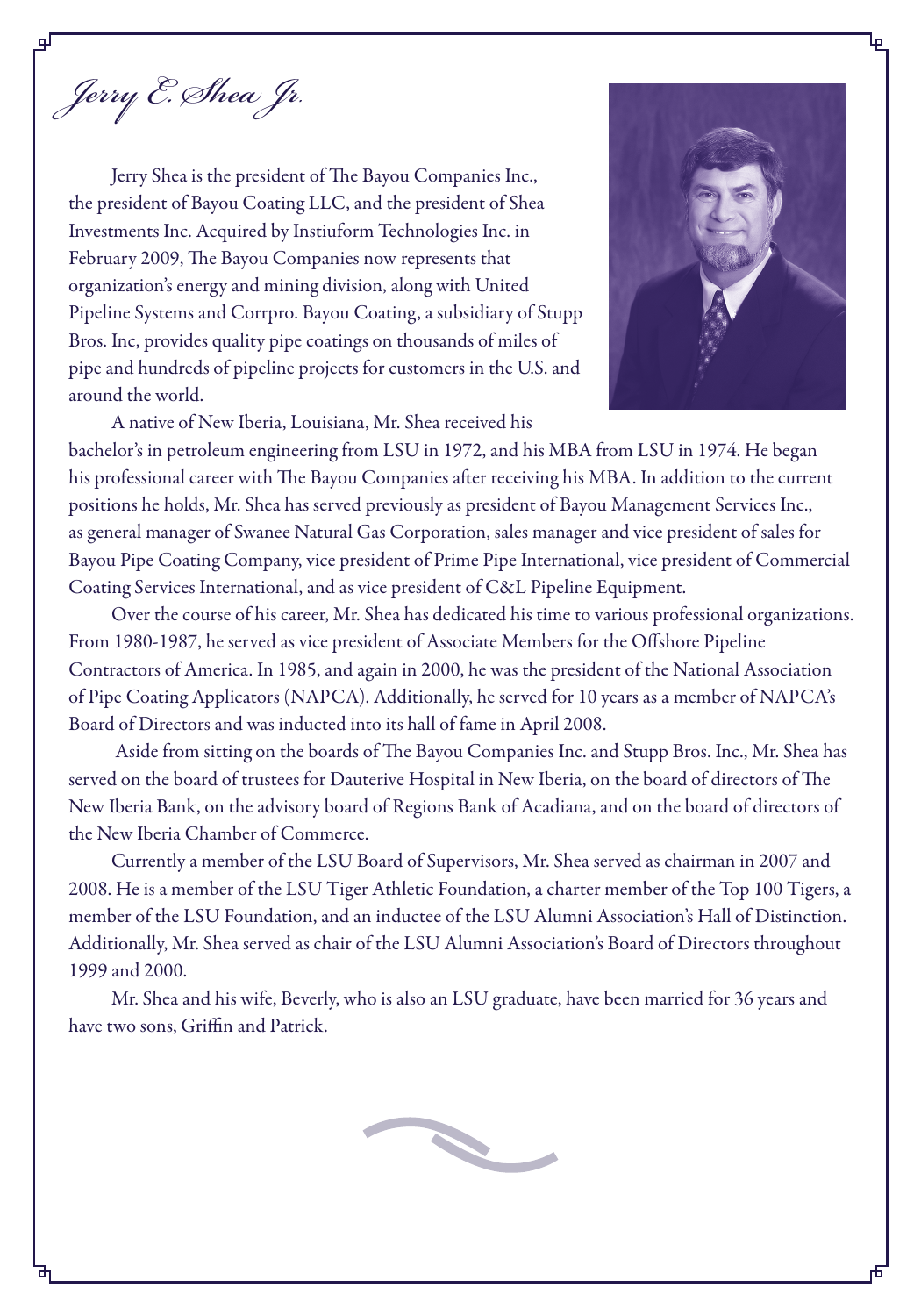# *Jerry E. Shea Jr.*

Jerry Shea is the president of The Bayou Companies Inc., the president of Bayou Coating LLC, and the president of Shea Investments Inc. Acquired by Instiuform Technologies Inc. in February 2009, The Bayou Companies now represents that organization's energy and mining division, along with United Pipeline Systems and Corrpro. Bayou Coating, a subsidiary of Stupp Bros. Inc, provides quality pipe coatings on thousands of miles of pipe and hundreds of pipeline projects for customers in the U.S. and around the world.

A native of New Iberia, Louisiana, Mr. Shea received his bachelor's in petroleum engineering from LSU in 1972, and his MBA from LSU in 1974. He began his professional career with The Bayou Companies after receiving his MBA. In addition to the current positions he holds, Mr. Shea has served previously as president of Bayou Management Services Inc., as general manager of Swanee Natural Gas Corporation, sales manager and vice president of sales for Bayou Pipe Coating Company, vice president of Prime Pipe International, vice president of Commercial Coating Services International, and as vice president of C&L Pipeline Equipment.

Over the course of his career, Mr. Shea has dedicated his time to various professional organizations. From 1980-1987, he served as vice president of Associate Members for the Offshore Pipeline Contractors of America. In 1985, and again in 2000, he was the president of the National Association of Pipe Coating Applicators (NAPCA). Additionally, he served for 10 years as a member of NAPCA's Board of Directors and was inducted into its hall of fame in April 2008.

Aside from sitting on the boards of The Bayou Companies Inc. and Stupp Bros. Inc., Mr. Shea has served on the board of trustees for Dauterive Hospital in New Iberia, on the board of directors of The New Iberia Bank, on the advisory board of Regions Bank of Acadiana, and on the board of directors of the New Iberia Chamber of Commerce.

Currently a member of the LSU Board of Supervisors, Mr. Shea served as chairman in 2007 and 2008. He is a member of the LSU Tiger Athletic Foundation, a charter member of the Top 100 Tigers, a member of the LSU Foundation, and an inductee of the LSU Alumni Association's Hall of Distinction. Additionally, Mr. Shea served as chair of the LSU Alumni Association's Board of Directors throughout 1999 and 2000.

Mr. Shea and his wife, Beverly, who is also an LSU graduate, have been married for 36 years and have two sons, Griffin and Patrick.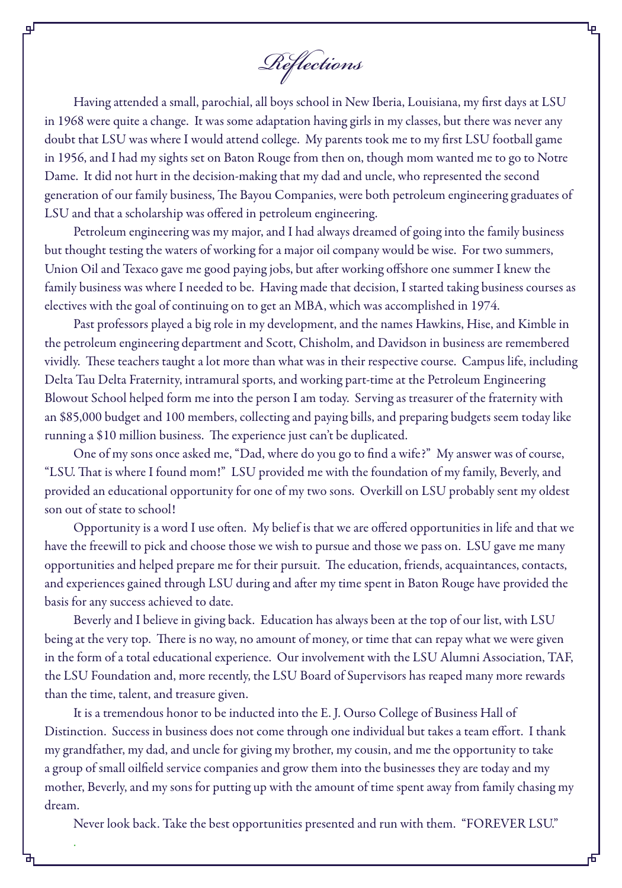# *Reflections*

Having attended a small, parochial, all boys school in New Iberia, Louisiana, my first days at LSU in 1968 were quite a change. It was some adaptation having girls in my classes, but there was never any doubt that LSU was where I would attend college. My parents took me to my first LSU football game in 1956, and I had my sights set on Baton Rouge from then on, though mom wanted me to go to Notre Dame. It did not hurt in the decision-making that my dad and uncle, who represented the second generation of our family business, The Bayou Companies, were both petroleum engineering graduates of LSU and that a scholarship was offered in petroleum engineering.

Petroleum engineering was my major, and I had always dreamed of going into the family business but thought testing the waters of working for a major oil company would be wise. For two summers, Union Oil and Texaco gave me good paying jobs, but after working offshore one summer I knew the family business was where I needed to be. Having made that decision, I started taking business courses as electives with the goal of continuing on to get an MBA, which was accomplished in 1974.

Past professors played a big role in my development, and the names Hawkins, Hise, and Kimble in the petroleum engineering department and Scott, Chisholm, and Davidson in business are remembered vividly. These teachers taught a lot more than what was in their respective course. Campus life, including Delta Tau Delta Fraternity, intramural sports, and working part-time at the Petroleum Engineering Blowout School helped form me into the person I am today. Serving as treasurer of the fraternity with an $85,000 budget and 100 members, collecting and paying bills, and preparing budgets seem today like running a $10 million business. The experience just can't be duplicated.

One of my sons once asked me, "Dad, where do you go to find a wife?" My answer was of course, "LSU. That is where I found mom!" LSU provided me with the foundation of my family, Beverly, and provided an educational opportunity for one of my two sons. Overkill on LSU probably sent my oldest son out of state to school!

Opportunity is a word I use often. My belief is that we are offered opportunities in life and that we have the freewill to pick and choose those we wish to pursue and those we pass on. LSU gave me many opportunities and helped prepare me for their pursuit. The education, friends, acquaintances, contacts, and experiences gained through LSU during and after my time spent in Baton Rouge have provided the basis for any success achieved to date.

Beverly and I believe in giving back. Education has always been at the top of our list, with LSU being at the very top. There is no way, no amount of money, or time that can repay what we were given in the form of a total educational experience. Our involvement with the LSU Alumni Association, TAF, the LSU Foundation and, more recently, the LSU Board of Supervisors has reaped many more rewards than the time, talent, and treasure given.

It is a tremendous honor to be inducted into the E. J. Ourso College of Business Hall of Distinction. Success in business does not come through one individual but takes a team effort. I thank my grandfather, my dad, and uncle for giving my brother, my cousin, and me the opportunity to take a group of small oilfield service companies and grow them into the businesses they are today and my mother, Beverly, and my sons for putting up with the amount of time spent away from family chasing my dream.

Never look back. Take the best opportunities presented and run with them. "FOREVER LSU."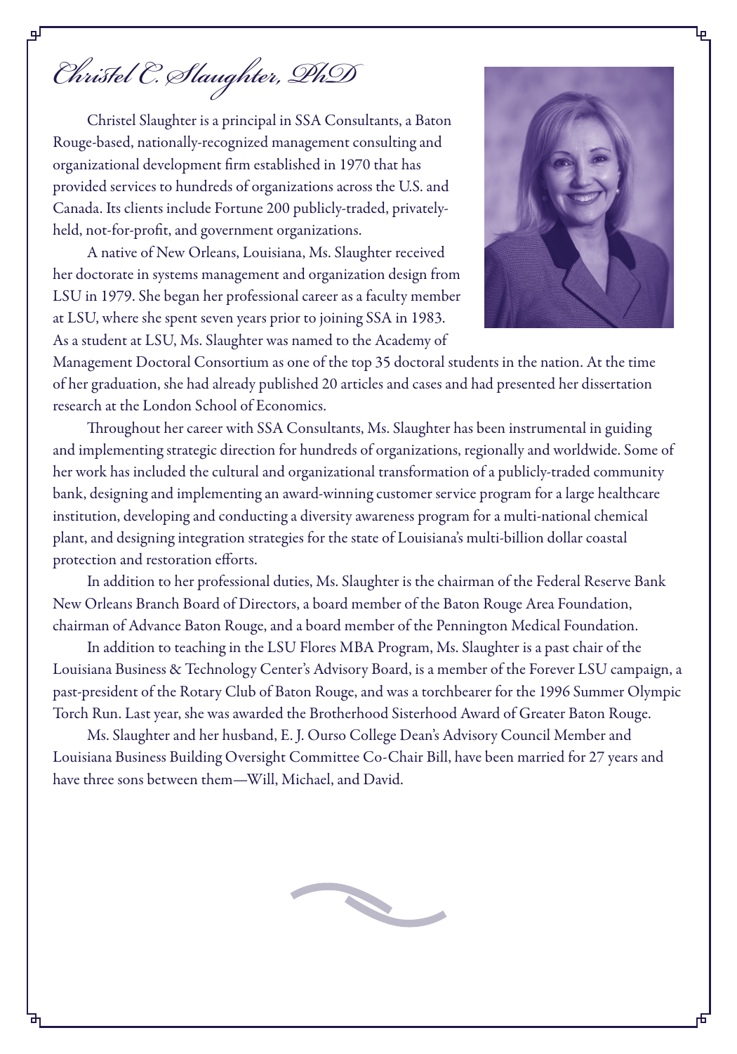# Christel C. Slaughter, PhD

Christel Slaughter is a principal in SSA Consultants, a Baton Rouge-based, nationally-recognized management consulting and organizational development firm established in 1970 that has provided services to hundreds of organizations across the U.S. and Canada. Its clients include Fortune 200 publicly-traded, privately-held, not-for-profit, and government organizations.

A native of New Orleans, Louisiana, Ms. Slaughter received her doctorate in systems management and organization design from LSU in 1979. She began her professional career as a faculty member at LSU, where she spent seven years prior to joining SSA in 1983. As a student at LSU, Ms. Slaughter was named to the Academy of Management Doctoral Consortium as one of the top 35 doctoral students in the nation. At the time of her graduation, she had already published 20 articles and cases and had presented her dissertation research at the London School of Economics.

Throughout her career with SSA Consultants, Ms. Slaughter has been instrumental in guiding and implementing strategic direction for hundreds of organizations, regionally and worldwide. Some of her work has included the cultural and organizational transformation of a publicly-traded community bank, designing and implementing an award-winning customer service program for a large healthcare institution, developing and conducting a diversity awareness program for a multi-national chemical plant, and designing integration strategies for the state of Louisiana's multi-billion dollar coastal protection and restoration efforts.

In addition to her professional duties, Ms. Slaughter is the chairman of the Federal Reserve Bank New Orleans Branch Board of Directors, a board member of the Baton Rouge Area Foundation, chairman of Advance Baton Rouge, and a board member of the Pennington Medical Foundation.

In addition to teaching in the LSU Flores MBA Program, Ms. Slaughter is a past chair of the Louisiana Business & Technology Center's Advisory Board, is a member of the Forever LSU campaign, a past-president of the Rotary Club of Baton Rouge, and was a torchbearer for the 1996 Summer Olympic Torch Run. Last year, she was awarded the Brotherhood Sisterhood Award of Greater Baton Rouge.

Ms. Slaughter and her husband, E. J. Ourso College Dean's Advisory Council Member and Louisiana Business Building Oversight Committee Co-Chair Bill, have been married for 27 years and have three sons between them—Will, Michael, and David.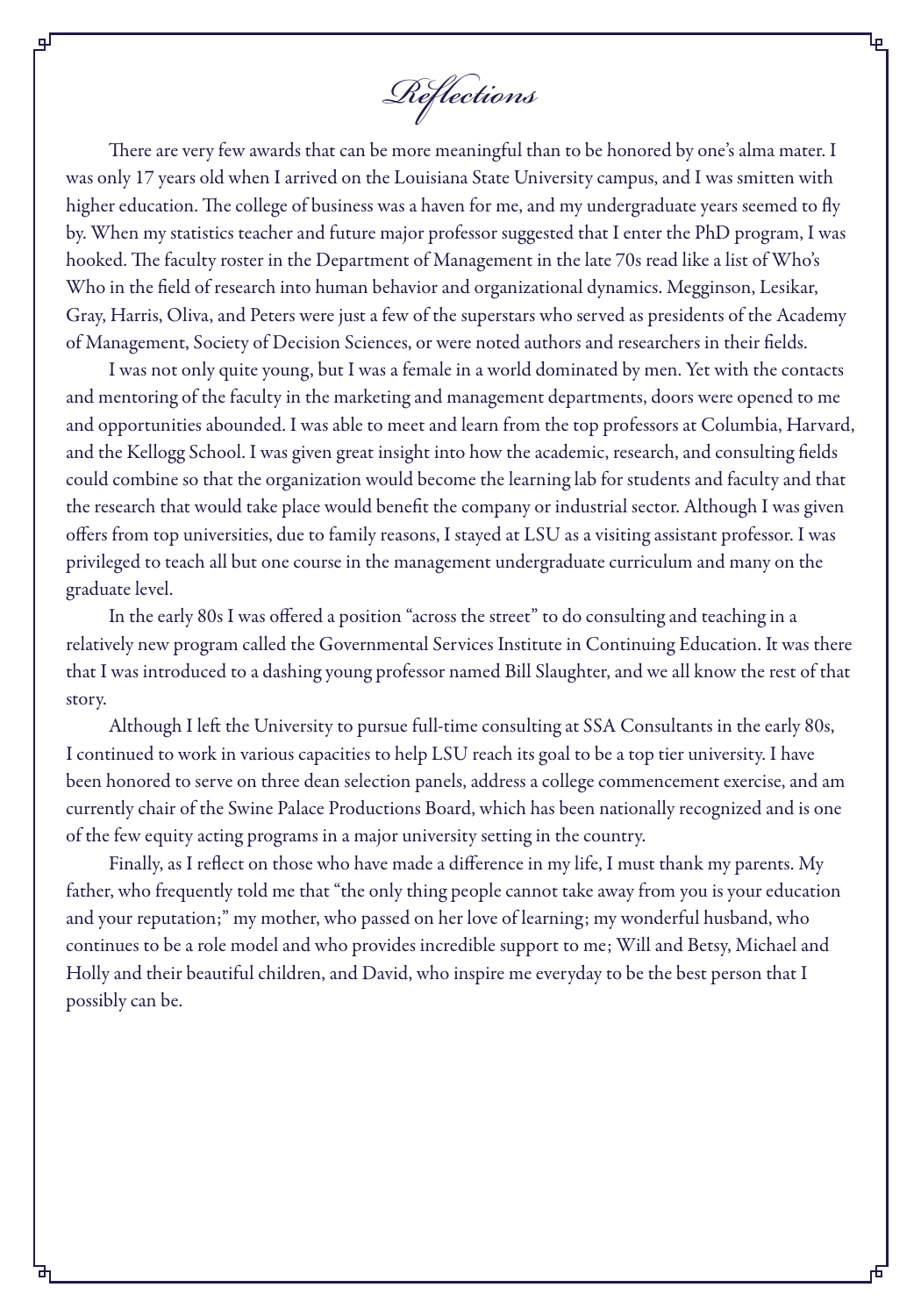# *Reflections*

There are very few awards that can be more meaningful than to be honored by one's alma mater. I was only 17 years old when I arrived on the Louisiana State University campus, and I was smitten with higher education. The college of business was a haven for me, and my undergraduate years seemed to fly by. When my statistics teacher and future major professor suggested that I enter the PhD program, I was hooked. The faculty roster in the Department of Management in the late 70s read like a list of Who's Who in the field of research into human behavior and organizational dynamics. Megginson, Lesikar, Gray, Harris, Oliva, and Peters were just a few of the superstars who served as presidents of the Academy of Management, Society of Decision Sciences, or were noted authors and researchers in their fields.

I was not only quite young, but I was a female in a world dominated by men. Yet with the contacts and mentoring of the faculty in the marketing and management departments, doors were opened to me and opportunities abounded. I was able to meet and learn from the top professors at Columbia, Harvard, and the Kellogg School. I was given great insight into how the academic, research, and consulting fields could combine so that the organization would become the learning lab for students and faculty and that the research that would take place would benefit the company or industrial sector. Although I was given offers from top universities, due to family reasons, I stayed at LSU as a visiting assistant professor. I was privileged to teach all but one course in the management undergraduate curriculum and many on the graduate level.

In the early 80s I was offered a position "across the street" to do consulting and teaching in a relatively new program called the Governmental Services Institute in Continuing Education. It was there that I was introduced to a dashing young professor named Bill Slaughter, and we all know the rest of that story.

Although I left the University to pursue full-time consulting at SSA Consultants in the early 80s, I continued to work in various capacities to help LSU reach its goal to be a top tier university. I have been honored to serve on three dean selection panels, address a college commencement exercise, and am currently chair of the Swine Palace Productions Board, which has been nationally recognized and is one of the few equity acting programs in a major university setting in the country.

Finally, as I reflect on those who have made a difference in my life, I must thank my parents. My father, who frequently told me that "the only thing people cannot take away from you is your education and your reputation;" my mother, who passed on her love of learning; my wonderful husband, who continues to be a role model and who provides incredible support to me; Will and Betsy, Michael and Holly and their beautiful children, and David, who inspire me everyday to be the best person that I possibly can be.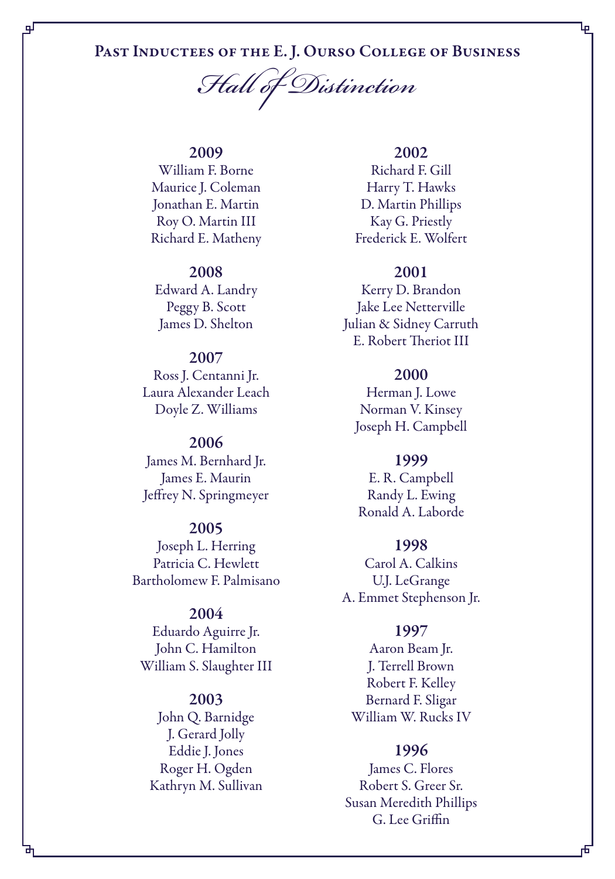# Past Inductees of the E. J. Ourso College of Business

## *Hall of Distinction*

**2009**
William F. Borne
Maurice J. Coleman
Jonathan E. Martin
Roy O. Martin III
Richard E. Matheny

**2008**
Edward A. Landry
Peggy B. Scott
James D. Shelton

**2007**
Ross J. Centanni Jr.
Laura Alexander Leach
Doyle Z. Williams

**2006**
James M. Bernhard Jr.
James E. Maurin
Jeffrey N. Springmeyer

**2005**
Joseph L. Herring
Patricia C. Hewlett
Bartholomew F. Palmisano

**2004**
Eduardo Aguirre Jr.
John C. Hamilton
William S. Slaughter III

**2003**
John Q. Barnidge
J. Gerard Jolly
Eddie J. Jones
Roger H. Ogden
Kathryn M. Sullivan

**2002**
Richard F. Gill
Harry T. Hawks
D. Martin Phillips
Kay G. Priestly
Frederick E. Wolfert

**2001**
Kerry D. Brandon
Jake Lee Netterville
Julian & Sidney Carruth
E. Robert Theriot III

**2000**
Herman J. Lowe
Norman V. Kinsey
Joseph H. Campbell

**1999**
E. R. Campbell
Randy L. Ewing
Ronald A. Laborde

**1998**
Carol A. Calkins
U.J. LeGrange
A. Emmet Stephenson Jr.

**1997**
Aaron Beam Jr.
J. Terrell Brown
Robert F. Kelley
Bernard F. Sligar
William W. Rucks IV

**1996**
James C. Flores
Robert S. Greer Sr.
Susan Meredith Phillips
G. Lee Griffin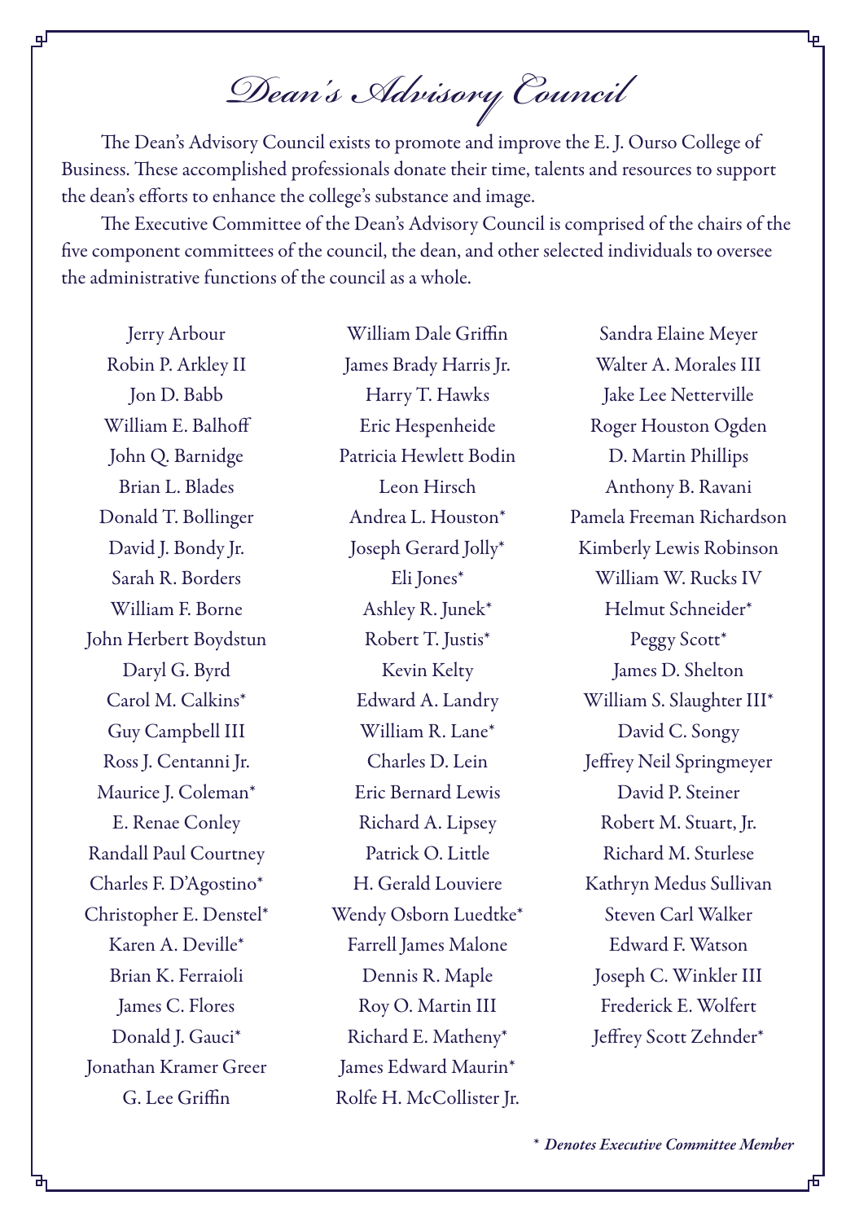# Dean's Advisory Council

The Dean's Advisory Council exists to promote and improve the E. J. Ourso College of Business. These accomplished professionals donate their time, talents and resources to support the dean's efforts to enhance the college's substance and image.

The Executive Committee of the Dean's Advisory Council is comprised of the chairs of the five component committees of the council, the dean, and other selected individuals to oversee the administrative functions of the council as a whole.

Jerry Arbour
Robin P. Arkley II
Jon D. Babb
William E. Balhoff
John Q. Barnidge
Brian L. Blades
Donald T. Bollinger
David J. Bondy Jr.
Sarah R. Borders
William F. Borne
John Herbert Boydstun
Daryl G. Byrd
Carol M. Calkins*
Guy Campbell III
Ross J. Centanni Jr.
Maurice J. Coleman*
E. Renae Conley
Randall Paul Courtney
Charles F. D'Agostino*
Christopher E. Denstel*
Karen A. Deville*
Brian K. Ferraioli
James C. Flores
Donald J. Gauci*
Jonathan Kramer Greer
G. Lee Griffin
William Dale Griffin
James Brady Harris Jr.
Harry T. Hawks
Eric Hespenheide
Patricia Hewlett Bodin
Leon Hirsch
Andrea L. Houston*
Joseph Gerard Jolly*
Eli Jones*
Ashley R. Junek*
Robert T. Justis*
Kevin Kelty
Edward A. Landry
William R. Lane*
Charles D. Lein
Eric Bernard Lewis
Richard A. Lipsey
Patrick O. Little
H. Gerald Louviere
Wendy Osborn Luedtke*
Farrell James Malone
Dennis R. Maple
Roy O. Martin III
Richard E. Matheny*
James Edward Maurin*
Rolfe H. McCollister Jr.
Sandra Elaine Meyer
Walter A. Morales III
Jake Lee Netterville
Roger Houston Ogden
D. Martin Phillips
Anthony B. Ravani
Pamela Freeman Richardson
Kimberly Lewis Robinson
William W. Rucks IV
Helmut Schneider*
Peggy Scott*
James D. Shelton
William S. Slaughter III*
David C. Songy
Jeffrey Neil Springmeyer
David P. Steiner
Robert M. Stuart, Jr.
Richard M. Sturlese
Kathryn Medus Sullivan
Steven Carl Walker
Edward F. Watson
Joseph C. Winkler III
Frederick E. Wolfert
Jeffrey Scott Zehnder*

\* *Denotes Executive Committee Member*